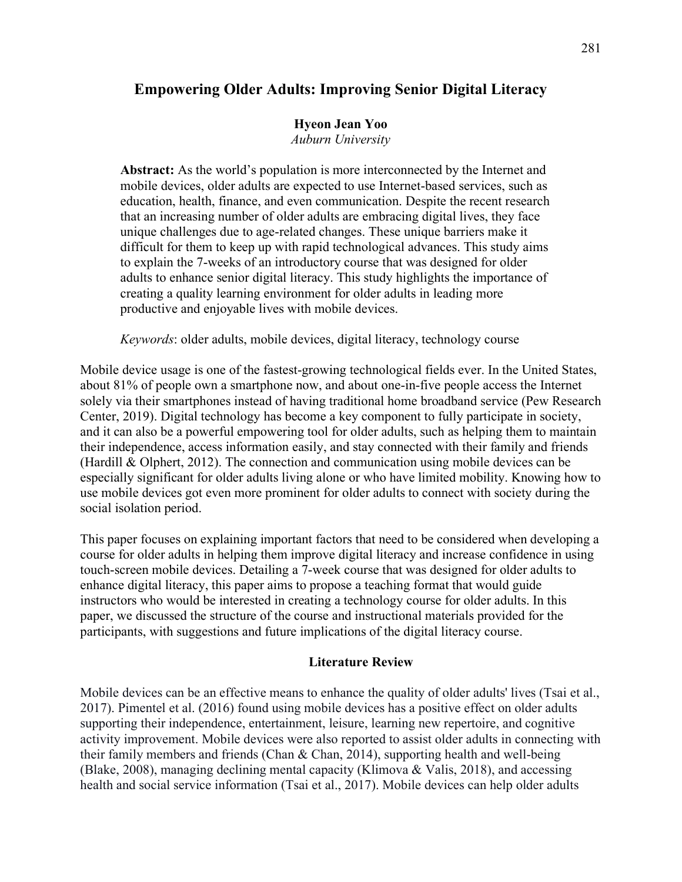# Empowering Older Adults: Improving Senior Digital Literacy

**Hyeon Jean Yoo**
*Auburn University*

**Abstract:** As the world's population is more interconnected by the Internet and mobile devices, older adults are expected to use Internet-based services, such as education, health, finance, and even communication. Despite the recent research that an increasing number of older adults are embracing digital lives, they face unique challenges due to age-related changes. These unique barriers make it difficult for them to keep up with rapid technological advances. This study aims to explain the 7-weeks of an introductory course that was designed for older adults to enhance senior digital literacy. This study highlights the importance of creating a quality learning environment for older adults in leading more productive and enjoyable lives with mobile devices.

*Keywords*: older adults, mobile devices, digital literacy, technology course

Mobile device usage is one of the fastest-growing technological fields ever. In the United States, about 81% of people own a smartphone now, and about one-in-five people access the Internet solely via their smartphones instead of having traditional home broadband service (Pew Research Center, 2019). Digital technology has become a key component to fully participate in society, and it can also be a powerful empowering tool for older adults, such as helping them to maintain their independence, access information easily, and stay connected with their family and friends (Hardill & Olphert, 2012). The connection and communication using mobile devices can be especially significant for older adults living alone or who have limited mobility. Knowing how to use mobile devices got even more prominent for older adults to connect with society during the social isolation period.

This paper focuses on explaining important factors that need to be considered when developing a course for older adults in helping them improve digital literacy and increase confidence in using touch-screen mobile devices. Detailing a 7-week course that was designed for older adults to enhance digital literacy, this paper aims to propose a teaching format that would guide instructors who would be interested in creating a technology course for older adults. In this paper, we discussed the structure of the course and instructional materials provided for the participants, with suggestions and future implications of the digital literacy course.

## Literature Review

Mobile devices can be an effective means to enhance the quality of older adults' lives (Tsai et al., 2017). Pimentel et al. (2016) found using mobile devices has a positive effect on older adults supporting their independence, entertainment, leisure, learning new repertoire, and cognitive activity improvement. Mobile devices were also reported to assist older adults in connecting with their family members and friends (Chan & Chan, 2014), supporting health and well-being (Blake, 2008), managing declining mental capacity (Klimova & Valis, 2018), and accessing health and social service information (Tsai et al., 2017). Mobile devices can help older adults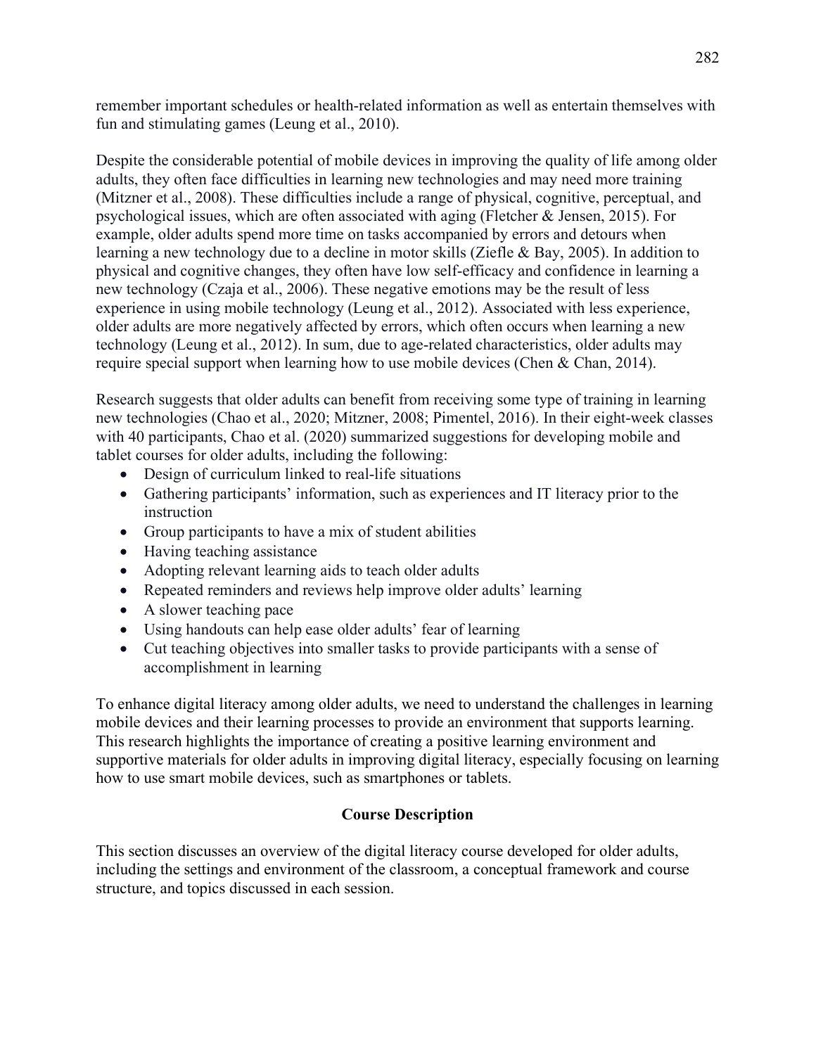remember important schedules or health-related information as well as entertain themselves with fun and stimulating games (Leung et al., 2010).

Despite the considerable potential of mobile devices in improving the quality of life among older adults, they often face difficulties in learning new technologies and may need more training (Mitzner et al., 2008). These difficulties include a range of physical, cognitive, perceptual, and psychological issues, which are often associated with aging (Fletcher & Jensen, 2015). For example, older adults spend more time on tasks accompanied by errors and detours when learning a new technology due to a decline in motor skills (Ziefle & Bay, 2005). In addition to physical and cognitive changes, they often have low self-efficacy and confidence in learning a new technology (Czaja et al., 2006). These negative emotions may be the result of less experience in using mobile technology (Leung et al., 2012). Associated with less experience, older adults are more negatively affected by errors, which often occurs when learning a new technology (Leung et al., 2012). In sum, due to age-related characteristics, older adults may require special support when learning how to use mobile devices (Chen & Chan, 2014).

Research suggests that older adults can benefit from receiving some type of training in learning new technologies (Chao et al., 2020; Mitzner, 2008; Pimentel, 2016). In their eight-week classes with 40 participants, Chao et al. (2020) summarized suggestions for developing mobile and tablet courses for older adults, including the following:

- Design of curriculum linked to real-life situations
- Gathering participants' information, such as experiences and IT literacy prior to the instruction
- Group participants to have a mix of student abilities
- Having teaching assistance
- Adopting relevant learning aids to teach older adults
- Repeated reminders and reviews help improve older adults' learning
- A slower teaching pace
- Using handouts can help ease older adults' fear of learning
- Cut teaching objectives into smaller tasks to provide participants with a sense of accomplishment in learning

To enhance digital literacy among older adults, we need to understand the challenges in learning mobile devices and their learning processes to provide an environment that supports learning. This research highlights the importance of creating a positive learning environment and supportive materials for older adults in improving digital literacy, especially focusing on learning how to use smart mobile devices, such as smartphones or tablets.

## Course Description

This section discusses an overview of the digital literacy course developed for older adults, including the settings and environment of the classroom, a conceptual framework and course structure, and topics discussed in each session.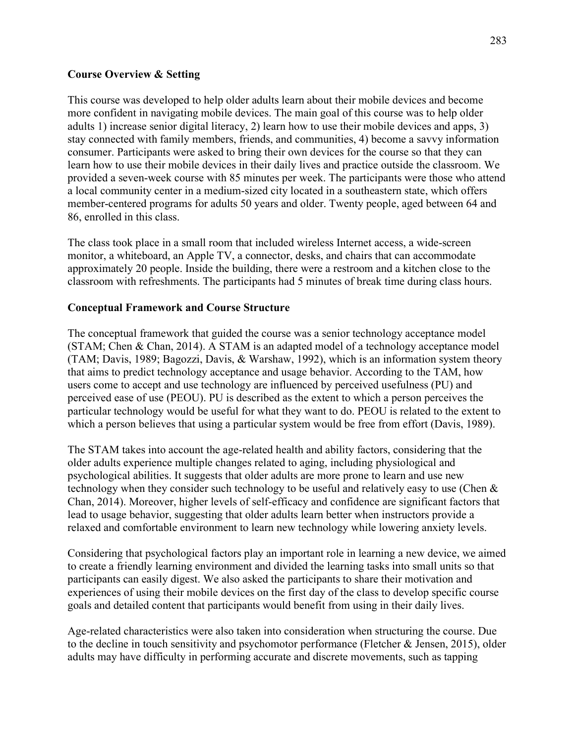**Course Overview & Setting**

This course was developed to help older adults learn about their mobile devices and become more confident in navigating mobile devices. The main goal of this course was to help older adults 1) increase senior digital literacy, 2) learn how to use their mobile devices and apps, 3) stay connected with family members, friends, and communities, 4) become a savvy information consumer. Participants were asked to bring their own devices for the course so that they can learn how to use their mobile devices in their daily lives and practice outside the classroom. We provided a seven-week course with 85 minutes per week. The participants were those who attend a local community center in a medium-sized city located in a southeastern state, which offers member-centered programs for adults 50 years and older. Twenty people, aged between 64 and 86, enrolled in this class.

The class took place in a small room that included wireless Internet access, a wide-screen monitor, a whiteboard, an Apple TV, a connector, desks, and chairs that can accommodate approximately 20 people. Inside the building, there were a restroom and a kitchen close to the classroom with refreshments. The participants had 5 minutes of break time during class hours.

**Conceptual Framework and Course Structure**

The conceptual framework that guided the course was a senior technology acceptance model (STAM; Chen & Chan, 2014). A STAM is an adapted model of a technology acceptance model (TAM; Davis, 1989; Bagozzi, Davis, & Warshaw, 1992), which is an information system theory that aims to predict technology acceptance and usage behavior. According to the TAM, how users come to accept and use technology are influenced by perceived usefulness (PU) and perceived ease of use (PEOU). PU is described as the extent to which a person perceives the particular technology would be useful for what they want to do. PEOU is related to the extent to which a person believes that using a particular system would be free from effort (Davis, 1989).

The STAM takes into account the age-related health and ability factors, considering that the older adults experience multiple changes related to aging, including physiological and psychological abilities. It suggests that older adults are more prone to learn and use new technology when they consider such technology to be useful and relatively easy to use (Chen & Chan, 2014). Moreover, higher levels of self-efficacy and confidence are significant factors that lead to usage behavior, suggesting that older adults learn better when instructors provide a relaxed and comfortable environment to learn new technology while lowering anxiety levels.

Considering that psychological factors play an important role in learning a new device, we aimed to create a friendly learning environment and divided the learning tasks into small units so that participants can easily digest. We also asked the participants to share their motivation and experiences of using their mobile devices on the first day of the class to develop specific course goals and detailed content that participants would benefit from using in their daily lives.

Age-related characteristics were also taken into consideration when structuring the course. Due to the decline in touch sensitivity and psychomotor performance (Fletcher & Jensen, 2015), older adults may have difficulty in performing accurate and discrete movements, such as tapping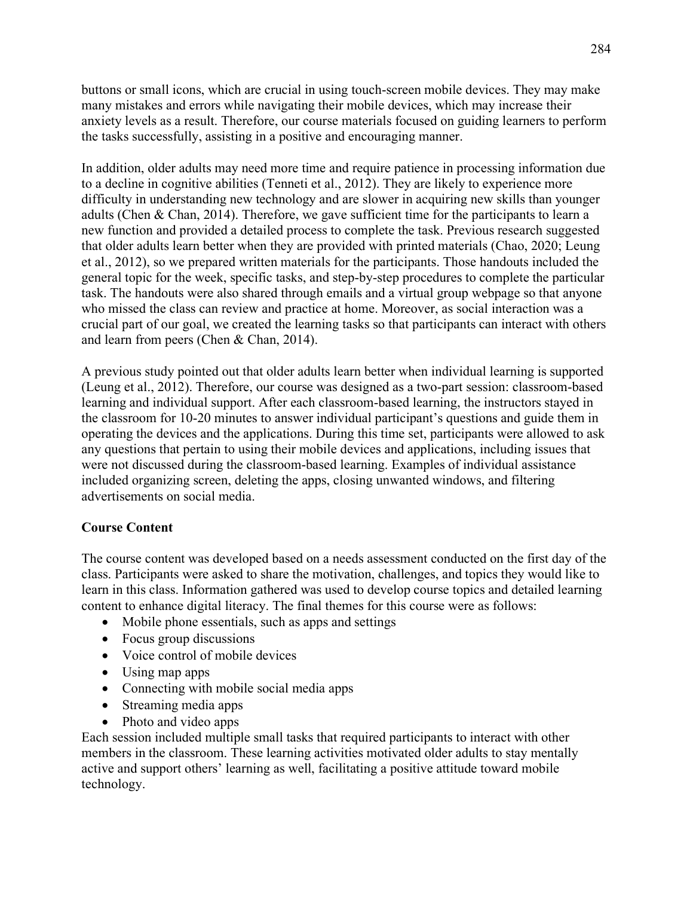buttons or small icons, which are crucial in using touch-screen mobile devices. They may make many mistakes and errors while navigating their mobile devices, which may increase their anxiety levels as a result. Therefore, our course materials focused on guiding learners to perform the tasks successfully, assisting in a positive and encouraging manner.

In addition, older adults may need more time and require patience in processing information due to a decline in cognitive abilities (Tenneti et al., 2012). They are likely to experience more difficulty in understanding new technology and are slower in acquiring new skills than younger adults (Chen & Chan, 2014). Therefore, we gave sufficient time for the participants to learn a new function and provided a detailed process to complete the task. Previous research suggested that older adults learn better when they are provided with printed materials (Chao, 2020; Leung et al., 2012), so we prepared written materials for the participants. Those handouts included the general topic for the week, specific tasks, and step-by-step procedures to complete the particular task. The handouts were also shared through emails and a virtual group webpage so that anyone who missed the class can review and practice at home. Moreover, as social interaction was a crucial part of our goal, we created the learning tasks so that participants can interact with others and learn from peers (Chen & Chan, 2014).

A previous study pointed out that older adults learn better when individual learning is supported (Leung et al., 2012). Therefore, our course was designed as a two-part session: classroom-based learning and individual support. After each classroom-based learning, the instructors stayed in the classroom for 10-20 minutes to answer individual participant's questions and guide them in operating the devices and the applications. During this time set, participants were allowed to ask any questions that pertain to using their mobile devices and applications, including issues that were not discussed during the classroom-based learning. Examples of individual assistance included organizing screen, deleting the apps, closing unwanted windows, and filtering advertisements on social media.

**Course Content**

The course content was developed based on a needs assessment conducted on the first day of the class. Participants were asked to share the motivation, challenges, and topics they would like to learn in this class. Information gathered was used to develop course topics and detailed learning content to enhance digital literacy. The final themes for this course were as follows:

- Mobile phone essentials, such as apps and settings
- Focus group discussions
- Voice control of mobile devices
- Using map apps
- Connecting with mobile social media apps
- Streaming media apps
- Photo and video apps

Each session included multiple small tasks that required participants to interact with other members in the classroom. These learning activities motivated older adults to stay mentally active and support others' learning as well, facilitating a positive attitude toward mobile technology.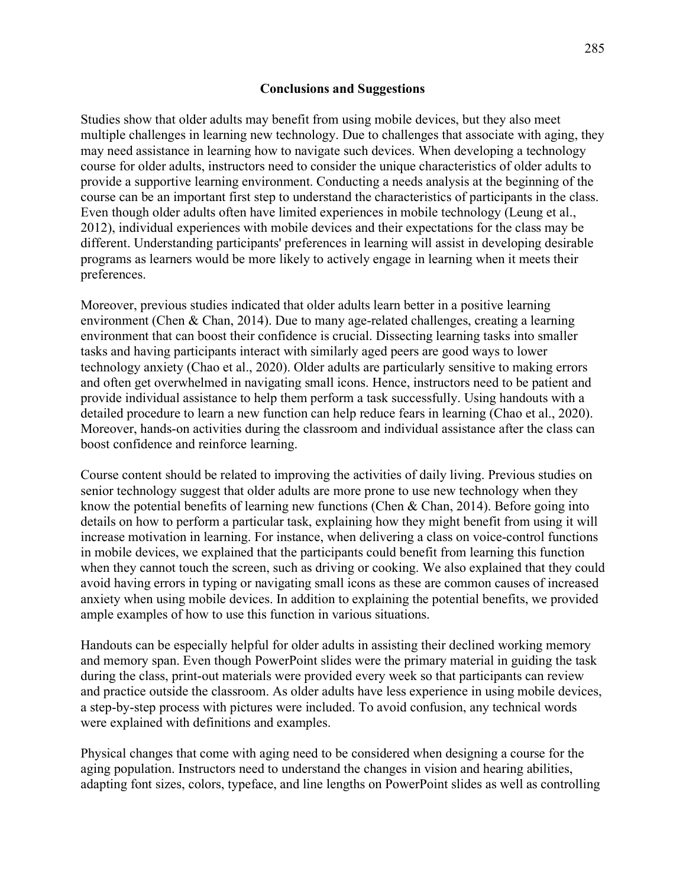## Conclusions and Suggestions

Studies show that older adults may benefit from using mobile devices, but they also meet multiple challenges in learning new technology. Due to challenges that associate with aging, they may need assistance in learning how to navigate such devices. When developing a technology course for older adults, instructors need to consider the unique characteristics of older adults to provide a supportive learning environment. Conducting a needs analysis at the beginning of the course can be an important first step to understand the characteristics of participants in the class. Even though older adults often have limited experiences in mobile technology (Leung et al., 2012), individual experiences with mobile devices and their expectations for the class may be different. Understanding participants' preferences in learning will assist in developing desirable programs as learners would be more likely to actively engage in learning when it meets their preferences.

Moreover, previous studies indicated that older adults learn better in a positive learning environment (Chen & Chan, 2014). Due to many age-related challenges, creating a learning environment that can boost their confidence is crucial. Dissecting learning tasks into smaller tasks and having participants interact with similarly aged peers are good ways to lower technology anxiety (Chao et al., 2020). Older adults are particularly sensitive to making errors and often get overwhelmed in navigating small icons. Hence, instructors need to be patient and provide individual assistance to help them perform a task successfully. Using handouts with a detailed procedure to learn a new function can help reduce fears in learning (Chao et al., 2020). Moreover, hands-on activities during the classroom and individual assistance after the class can boost confidence and reinforce learning.

Course content should be related to improving the activities of daily living. Previous studies on senior technology suggest that older adults are more prone to use new technology when they know the potential benefits of learning new functions (Chen & Chan, 2014). Before going into details on how to perform a particular task, explaining how they might benefit from using it will increase motivation in learning. For instance, when delivering a class on voice-control functions in mobile devices, we explained that the participants could benefit from learning this function when they cannot touch the screen, such as driving or cooking. We also explained that they could avoid having errors in typing or navigating small icons as these are common causes of increased anxiety when using mobile devices. In addition to explaining the potential benefits, we provided ample examples of how to use this function in various situations.

Handouts can be especially helpful for older adults in assisting their declined working memory and memory span. Even though PowerPoint slides were the primary material in guiding the task during the class, print-out materials were provided every week so that participants can review and practice outside the classroom. As older adults have less experience in using mobile devices, a step-by-step process with pictures were included. To avoid confusion, any technical words were explained with definitions and examples.

Physical changes that come with aging need to be considered when designing a course for the aging population. Instructors need to understand the changes in vision and hearing abilities, adapting font sizes, colors, typeface, and line lengths on PowerPoint slides as well as controlling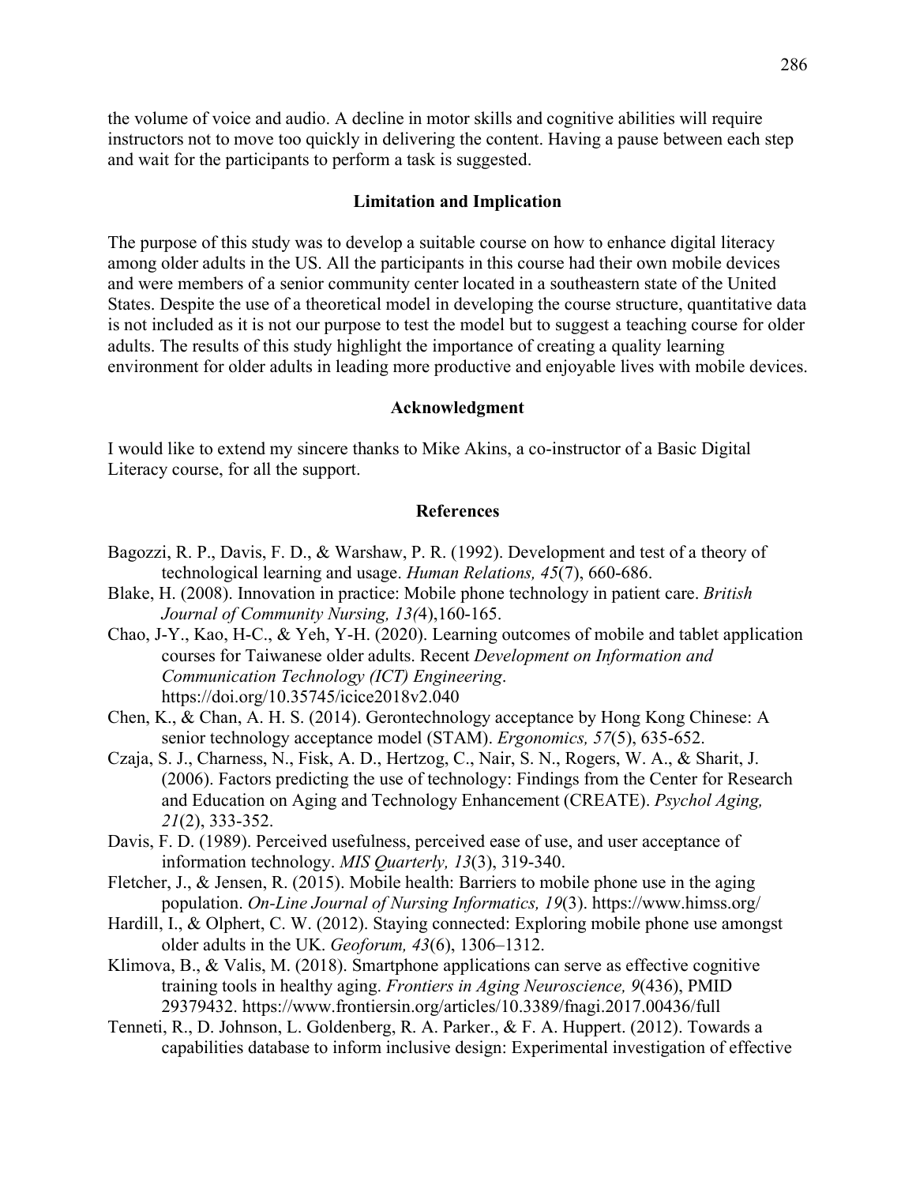the volume of voice and audio. A decline in motor skills and cognitive abilities will require instructors not to move too quickly in delivering the content. Having a pause between each step and wait for the participants to perform a task is suggested.

## Limitation and Implication

The purpose of this study was to develop a suitable course on how to enhance digital literacy among older adults in the US. All the participants in this course had their own mobile devices and were members of a senior community center located in a southeastern state of the United States. Despite the use of a theoretical model in developing the course structure, quantitative data is not included as it is not our purpose to test the model but to suggest a teaching course for older adults. The results of this study highlight the importance of creating a quality learning environment for older adults in leading more productive and enjoyable lives with mobile devices.

## Acknowledgment

I would like to extend my sincere thanks to Mike Akins, a co-instructor of a Basic Digital Literacy course, for all the support.

## References

Bagozzi, R. P., Davis, F. D., & Warshaw, P. R. (1992). Development and test of a theory of technological learning and usage. *Human Relations, 45*(7), 660-686.

Blake, H. (2008). Innovation in practice: Mobile phone technology in patient care. *British Journal of Community Nursing, 13(*4),160-165.

Chao, J-Y., Kao, H-C., & Yeh, Y-H. (2020). Learning outcomes of mobile and tablet application courses for Taiwanese older adults. Recent *Development on Information and Communication Technology (ICT) Engineering*. https://doi.org/10.35745/icice2018v2.040

Chen, K., & Chan, A. H. S. (2014). Gerontechnology acceptance by Hong Kong Chinese: A senior technology acceptance model (STAM). *Ergonomics, 57*(5), 635-652.

Czaja, S. J., Charness, N., Fisk, A. D., Hertzog, C., Nair, S. N., Rogers, W. A., & Sharit, J. (2006). Factors predicting the use of technology: Findings from the Center for Research and Education on Aging and Technology Enhancement (CREATE). *Psychol Aging, 21*(2), 333-352.

Davis, F. D. (1989). Perceived usefulness, perceived ease of use, and user acceptance of information technology. *MIS Quarterly, 13*(3), 319-340.

Fletcher, J., & Jensen, R. (2015). Mobile health: Barriers to mobile phone use in the aging population. *On-Line Journal of Nursing Informatics, 19*(3). https://www.himss.org/

Hardill, I., & Olphert, C. W. (2012). Staying connected: Exploring mobile phone use amongst older adults in the UK. *Geoforum, 43*(6), 1306–1312.

Klimova, B., & Valis, M. (2018). Smartphone applications can serve as effective cognitive training tools in healthy aging. *Frontiers in Aging Neuroscience, 9*(436), PMID 29379432. https://www.frontiersin.org/articles/10.3389/fnagi.2017.00436/full

Tenneti, R., D. Johnson, L. Goldenberg, R. A. Parker., & F. A. Huppert. (2012). Towards a capabilities database to inform inclusive design: Experimental investigation of effective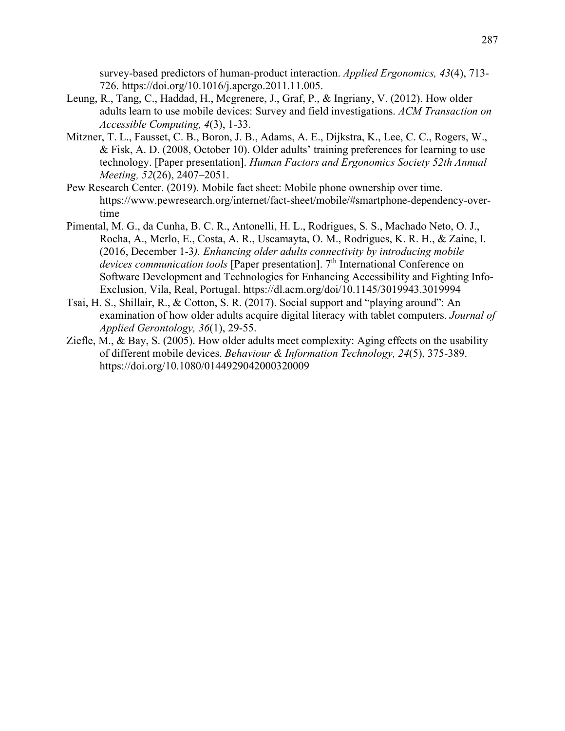survey-based predictors of human-product interaction. *Applied Ergonomics, 43*(4), 713-726. https://doi.org/10.1016/j.apergo.2011.11.005.

Leung, R., Tang, C., Haddad, H., Mcgrenere, J., Graf, P., & Ingriany, V. (2012). How older adults learn to use mobile devices: Survey and field investigations. *ACM Transaction on Accessible Computing, 4*(3), 1-33.

Mitzner, T. L., Fausset, C. B., Boron, J. B., Adams, A. E., Dijkstra, K., Lee, C. C., Rogers, W., & Fisk, A. D. (2008, October 10). Older adults' training preferences for learning to use technology. [Paper presentation]. *Human Factors and Ergonomics Society 52th Annual Meeting, 52*(26), 2407–2051.

Pew Research Center. (2019). Mobile fact sheet: Mobile phone ownership over time. https://www.pewresearch.org/internet/fact-sheet/mobile/#smartphone-dependency-over-time

Pimental, M. G., da Cunha, B. C. R., Antonelli, H. L., Rodrigues, S. S., Machado Neto, O. J., Rocha, A., Merlo, E., Costa, A. R., Uscamayta, O. M., Rodrigues, K. R. H., & Zaine, I. (2016, December 1-3*). Enhancing older adults connectivity by introducing mobile devices communication tools* [Paper presentation]. 7th International Conference on Software Development and Technologies for Enhancing Accessibility and Fighting Info-Exclusion, Vila, Real, Portugal. https://dl.acm.org/doi/10.1145/3019943.3019994

Tsai, H. S., Shillair, R., & Cotton, S. R. (2017). Social support and "playing around": An examination of how older adults acquire digital literacy with tablet computers. *Journal of Applied Gerontology, 36*(1), 29-55.

Ziefle, M., & Bay, S. (2005). How older adults meet complexity: Aging effects on the usability of different mobile devices. *Behaviour & Information Technology, 24*(5), 375-389. https://doi.org/10.1080/0144929042000320009